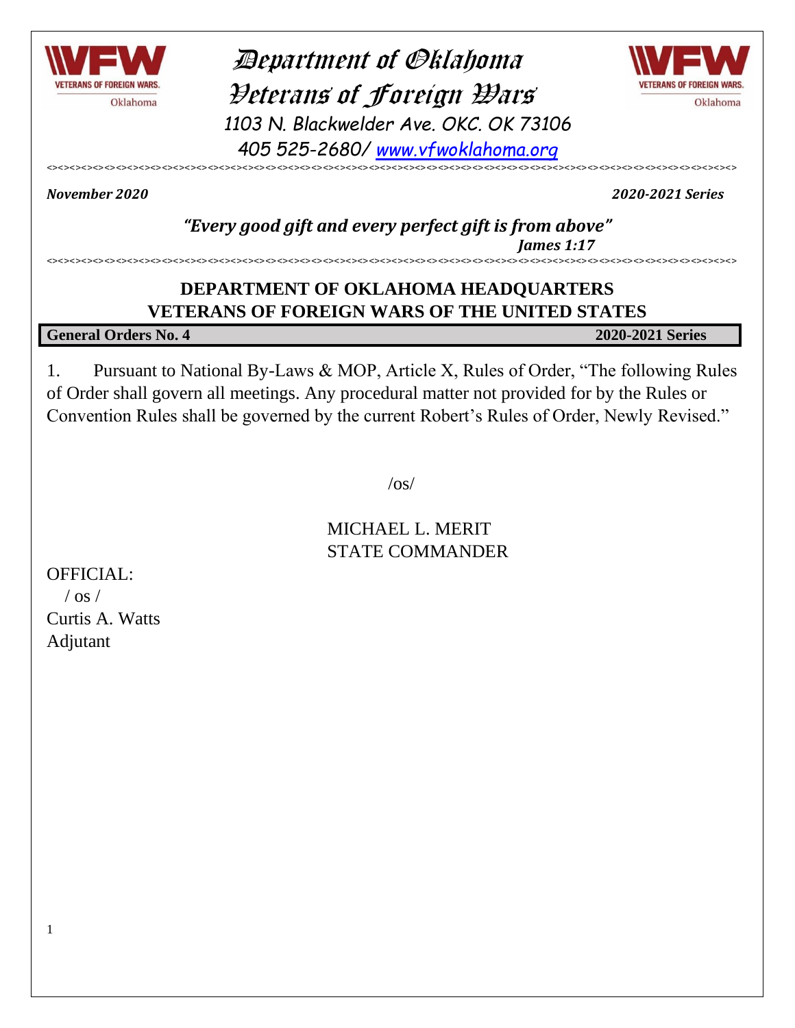# Department of Oklahoma
# Veterans of Foreign Wars

1103 N. Blackwelder Ave. OKC. OK 73106

405 525-2680/ [www.vfwoklahoma.org](http://www.vfwoklahoma.org)

<><><><><><><><><><><><><><><><><><><><><><><><><><><><><><><><><><><><><><><><><><><><><><><><><><><>

***November 2020*** ***2020-2021 Series***

***"Every good gift and every perfect gift is from above"***
***James 1:17***

<><><><><><><><><><><><><><><><><><><><><><><><><><><><><><><><><><><><><><><><><><><><><><><><><><><>

## DEPARTMENT OF OKLAHOMA HEADQUARTERS
## VETERANS OF FOREIGN WARS OF THE UNITED STATES

**General Orders No. 4** **2020-2021 Series**

1. Pursuant to National By-Laws & MOP, Article X, Rules of Order, "The following Rules of Order shall govern all meetings. Any procedural matter not provided for by the Rules or Convention Rules shall be governed by the current Robert's Rules of Order, Newly Revised."

/os/

MICHAEL L. MERIT
STATE COMMANDER

OFFICIAL:
/ os /
Curtis A. Watts
Adjutant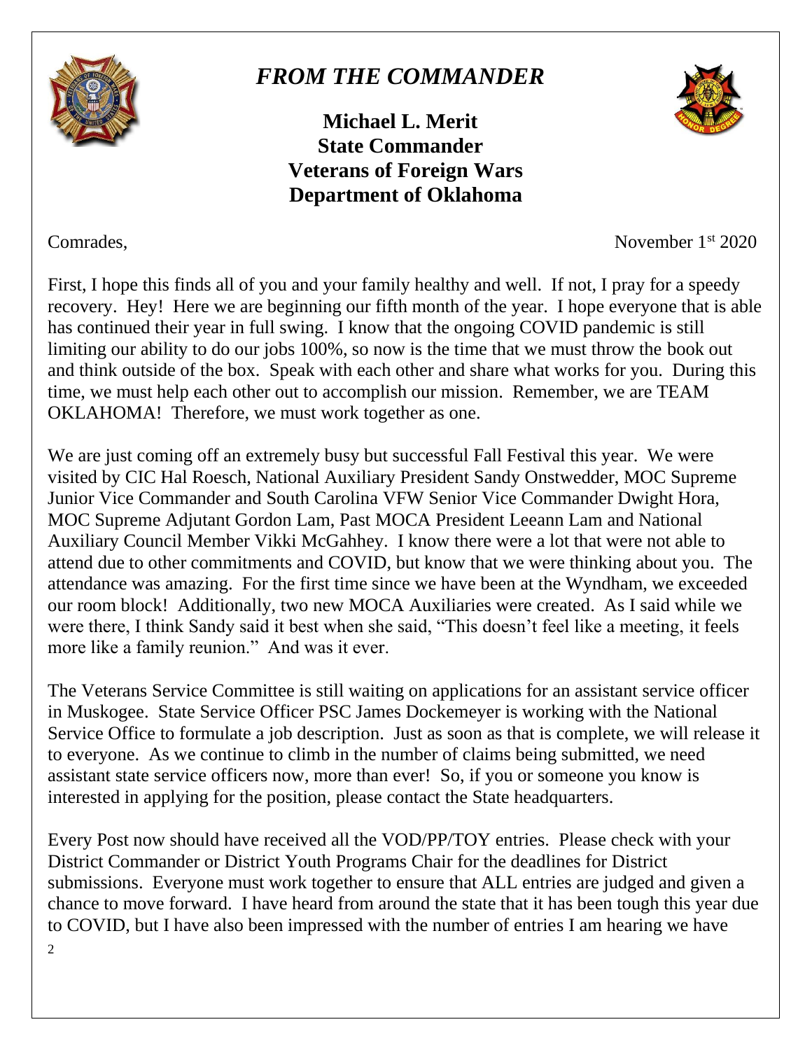# *FROM THE COMMANDER*

**Michael L. Merit**
**State Commander**
**Veterans of Foreign Wars**
**Department of Oklahoma**

Comrades,

November 1st 2020

First, I hope this finds all of you and your family healthy and well. If not, I pray for a speedy recovery. Hey! Here we are beginning our fifth month of the year. I hope everyone that is able has continued their year in full swing. I know that the ongoing COVID pandemic is still limiting our ability to do our jobs 100%, so now is the time that we must throw the book out and think outside of the box. Speak with each other and share what works for you. During this time, we must help each other out to accomplish our mission. Remember, we are TEAM OKLAHOMA! Therefore, we must work together as one.

We are just coming off an extremely busy but successful Fall Festival this year. We were visited by CIC Hal Roesch, National Auxiliary President Sandy Onstwedder, MOC Supreme Junior Vice Commander and South Carolina VFW Senior Vice Commander Dwight Hora, MOC Supreme Adjutant Gordon Lam, Past MOCA President Leeann Lam and National Auxiliary Council Member Vikki McGahhey. I know there were a lot that were not able to attend due to other commitments and COVID, but know that we were thinking about you. The attendance was amazing. For the first time since we have been at the Wyndham, we exceeded our room block! Additionally, two new MOCA Auxiliaries were created. As I said while we were there, I think Sandy said it best when she said, "This doesn't feel like a meeting, it feels more like a family reunion." And was it ever.

The Veterans Service Committee is still waiting on applications for an assistant service officer in Muskogee. State Service Officer PSC James Dockemeyer is working with the National Service Office to formulate a job description. Just as soon as that is complete, we will release it to everyone. As we continue to climb in the number of claims being submitted, we need assistant state service officers now, more than ever! So, if you or someone you know is interested in applying for the position, please contact the State headquarters.

Every Post now should have received all the VOD/PP/TOY entries. Please check with your District Commander or District Youth Programs Chair for the deadlines for District submissions. Everyone must work together to ensure that ALL entries are judged and given a chance to move forward. I have heard from around the state that it has been tough this year due to COVID, but I have also been impressed with the number of entries I am hearing we have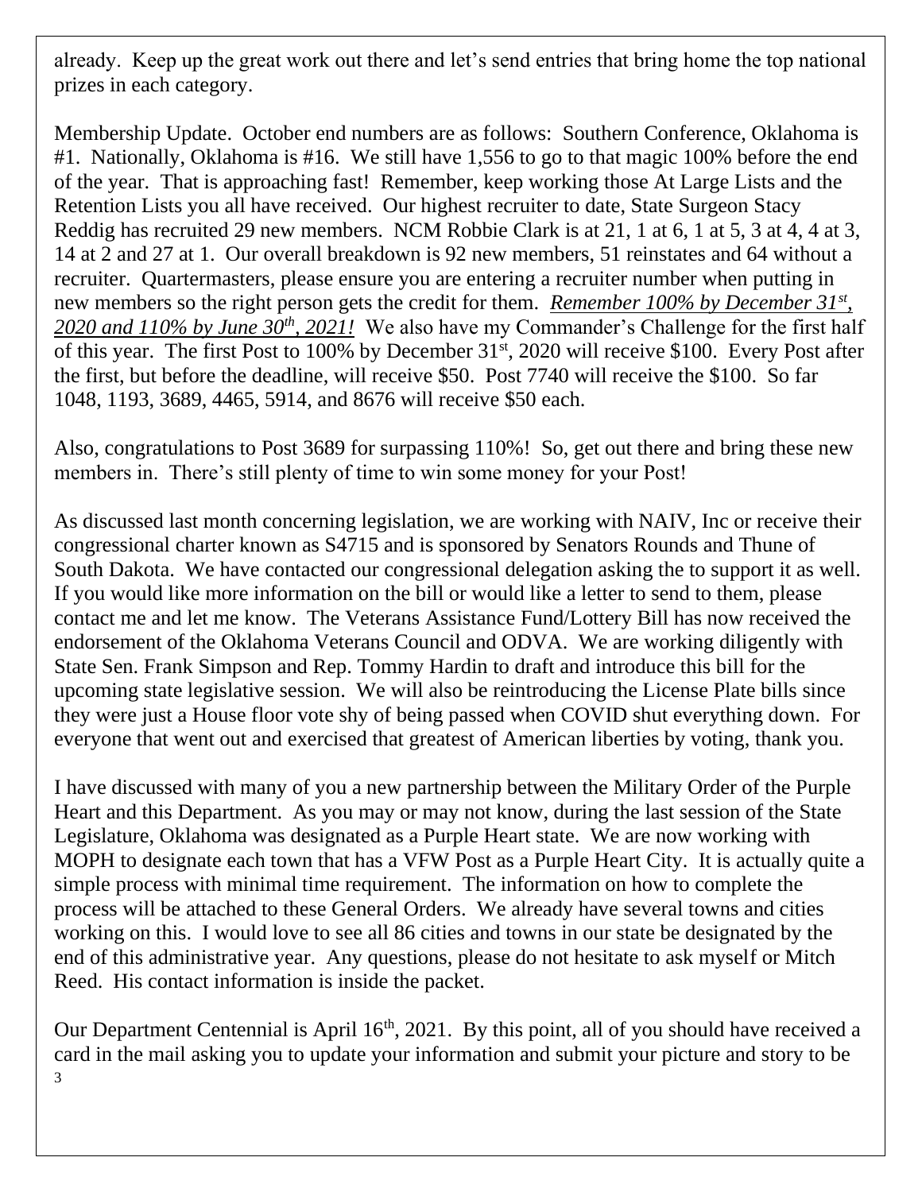already. Keep up the great work out there and let's send entries that bring home the top national prizes in each category.

Membership Update. October end numbers are as follows: Southern Conference, Oklahoma is #1. Nationally, Oklahoma is #16. We still have 1,556 to go to that magic 100% before the end of the year. That is approaching fast! Remember, keep working those At Large Lists and the Retention Lists you all have received. Our highest recruiter to date, State Surgeon Stacy Reddig has recruited 29 new members. NCM Robbie Clark is at 21, 1 at 6, 1 at 5, 3 at 4, 4 at 3, 14 at 2 and 27 at 1. Our overall breakdown is 92 new members, 51 reinstates and 64 without a recruiter. Quartermasters, please ensure you are entering a recruiter number when putting in new members so the right person gets the credit for them. ***Remember 100% by December 31st, 2020 and 110% by June 30th, 2021!*** We also have my Commander's Challenge for the first half of this year. The first Post to 100% by December 31st, 2020 will receive $100. Every Post after the first, but before the deadline, will receive $50. Post 7740 will receive the $100. So far 1048, 1193, 3689, 4465, 5914, and 8676 will receive $50 each.

Also, congratulations to Post 3689 for surpassing 110%! So, get out there and bring these new members in. There's still plenty of time to win some money for your Post!

As discussed last month concerning legislation, we are working with NAIV, Inc or receive their congressional charter known as S4715 and is sponsored by Senators Rounds and Thune of South Dakota. We have contacted our congressional delegation asking the to support it as well. If you would like more information on the bill or would like a letter to send to them, please contact me and let me know. The Veterans Assistance Fund/Lottery Bill has now received the endorsement of the Oklahoma Veterans Council and ODVA. We are working diligently with State Sen. Frank Simpson and Rep. Tommy Hardin to draft and introduce this bill for the upcoming state legislative session. We will also be reintroducing the License Plate bills since they were just a House floor vote shy of being passed when COVID shut everything down. For everyone that went out and exercised that greatest of American liberties by voting, thank you.

I have discussed with many of you a new partnership between the Military Order of the Purple Heart and this Department. As you may or may not know, during the last session of the State Legislature, Oklahoma was designated as a Purple Heart state. We are now working with MOPH to designate each town that has a VFW Post as a Purple Heart City. It is actually quite a simple process with minimal time requirement. The information on how to complete the process will be attached to these General Orders. We already have several towns and cities working on this. I would love to see all 86 cities and towns in our state be designated by the end of this administrative year. Any questions, please do not hesitate to ask myself or Mitch Reed. His contact information is inside the packet.

Our Department Centennial is April 16th, 2021. By this point, all of you should have received a card in the mail asking you to update your information and submit your picture and story to be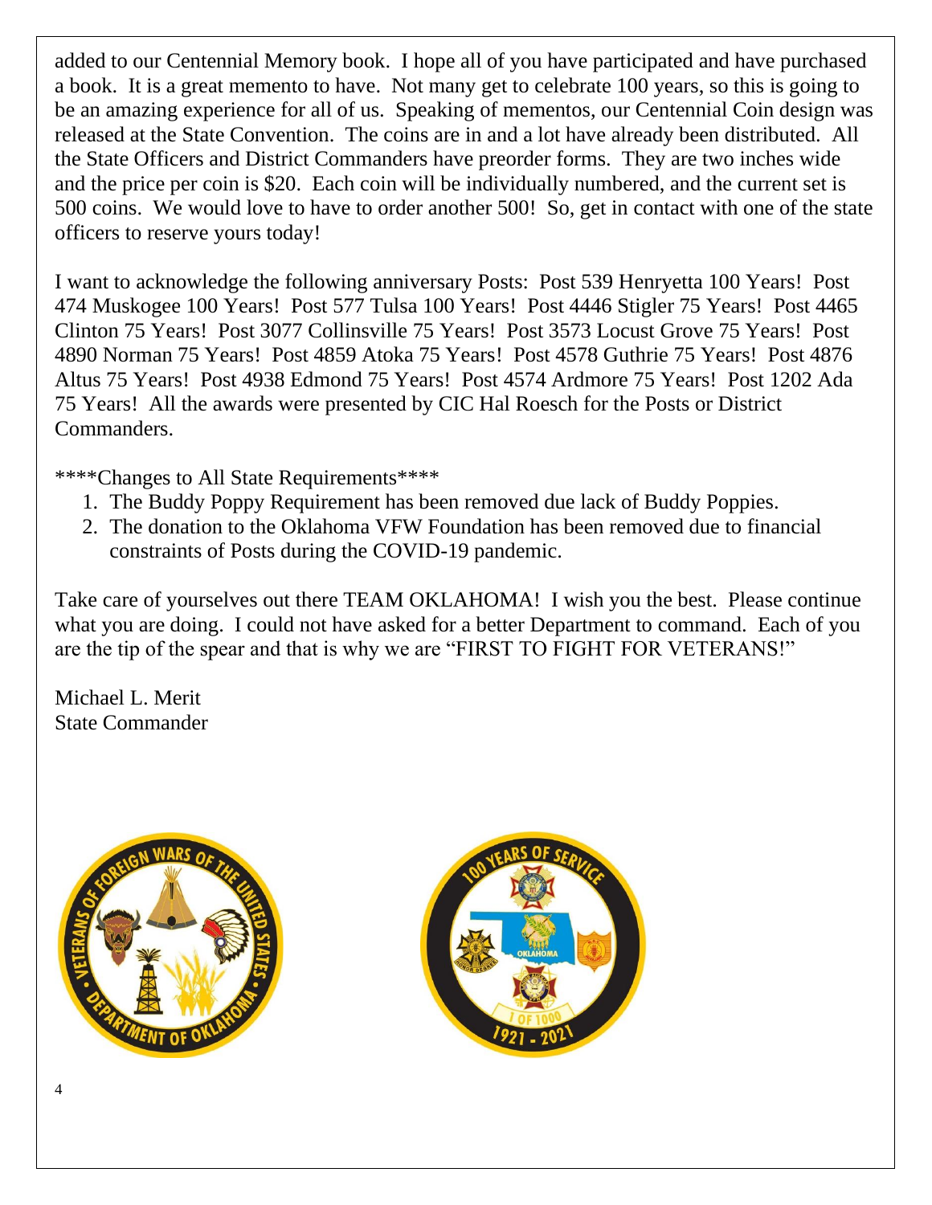added to our Centennial Memory book. I hope all of you have participated and have purchased a book. It is a great memento to have. Not many get to celebrate 100 years, so this is going to be an amazing experience for all of us. Speaking of mementos, our Centennial Coin design was released at the State Convention. The coins are in and a lot have already been distributed. All the State Officers and District Commanders have preorder forms. They are two inches wide and the price per coin is $20. Each coin will be individually numbered, and the current set is 500 coins. We would love to have to order another 500! So, get in contact with one of the state officers to reserve yours today!

I want to acknowledge the following anniversary Posts: Post 539 Henryetta 100 Years! Post 474 Muskogee 100 Years! Post 577 Tulsa 100 Years! Post 4446 Stigler 75 Years! Post 4465 Clinton 75 Years! Post 3077 Collinsville 75 Years! Post 3573 Locust Grove 75 Years! Post 4890 Norman 75 Years! Post 4859 Atoka 75 Years! Post 4578 Guthrie 75 Years! Post 4876 Altus 75 Years! Post 4938 Edmond 75 Years! Post 4574 Ardmore 75 Years! Post 1202 Ada 75 Years! All the awards were presented by CIC Hal Roesch for the Posts or District Commanders.

****Changes to All State Requirements****

1. The Buddy Poppy Requirement has been removed due lack of Buddy Poppies.
2. The donation to the Oklahoma VFW Foundation has been removed due to financial constraints of Posts during the COVID-19 pandemic.

Take care of yourselves out there TEAM OKLAHOMA! I wish you the best. Please continue what you are doing. I could not have asked for a better Department to command. Each of you are the tip of the spear and that is why we are "FIRST TO FIGHT FOR VETERANS!"

Michael L. Merit
State Commander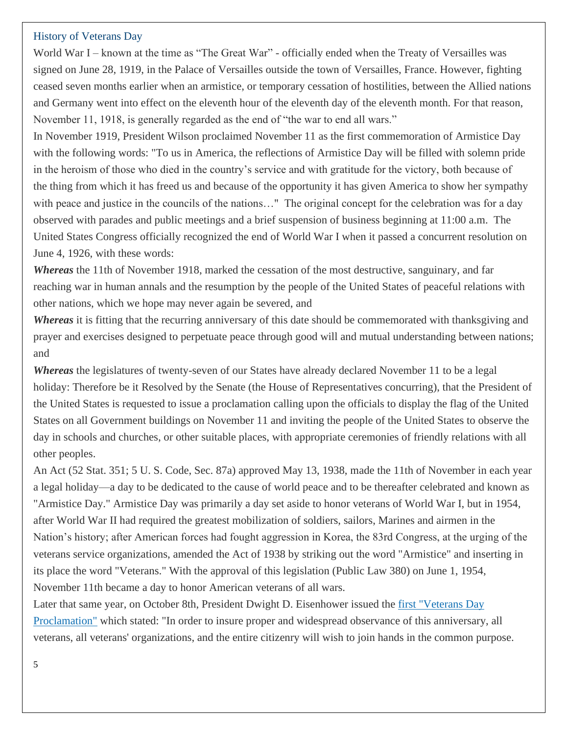## History of Veterans Day

World War I – known at the time as "The Great War" - officially ended when the Treaty of Versailles was signed on June 28, 1919, in the Palace of Versailles outside the town of Versailles, France. However, fighting ceased seven months earlier when an armistice, or temporary cessation of hostilities, between the Allied nations and Germany went into effect on the eleventh hour of the eleventh day of the eleventh month. For that reason, November 11, 1918, is generally regarded as the end of "the war to end all wars."

In November 1919, President Wilson proclaimed November 11 as the first commemoration of Armistice Day with the following words: "To us in America, the reflections of Armistice Day will be filled with solemn pride in the heroism of those who died in the country's service and with gratitude for the victory, both because of the thing from which it has freed us and because of the opportunity it has given America to show her sympathy with peace and justice in the councils of the nations…" The original concept for the celebration was for a day observed with parades and public meetings and a brief suspension of business beginning at 11:00 a.m. The United States Congress officially recognized the end of World War I when it passed a concurrent resolution on June 4, 1926, with these words:

***Whereas*** the 11th of November 1918, marked the cessation of the most destructive, sanguinary, and far reaching war in human annals and the resumption by the people of the United States of peaceful relations with other nations, which we hope may never again be severed, and

***Whereas*** it is fitting that the recurring anniversary of this date should be commemorated with thanksgiving and prayer and exercises designed to perpetuate peace through good will and mutual understanding between nations; and

***Whereas*** the legislatures of twenty-seven of our States have already declared November 11 to be a legal holiday: Therefore be it Resolved by the Senate (the House of Representatives concurring), that the President of the United States is requested to issue a proclamation calling upon the officials to display the flag of the United States on all Government buildings on November 11 and inviting the people of the United States to observe the day in schools and churches, or other suitable places, with appropriate ceremonies of friendly relations with all other peoples.

An Act (52 Stat. 351; 5 U. S. Code, Sec. 87a) approved May 13, 1938, made the 11th of November in each year a legal holiday—a day to be dedicated to the cause of world peace and to be thereafter celebrated and known as "Armistice Day." Armistice Day was primarily a day set aside to honor veterans of World War I, but in 1954, after World War II had required the greatest mobilization of soldiers, sailors, Marines and airmen in the Nation's history; after American forces had fought aggression in Korea, the 83rd Congress, at the urging of the veterans service organizations, amended the Act of 1938 by striking out the word "Armistice" and inserting in its place the word "Veterans." With the approval of this legislation (Public Law 380) on June 1, 1954, November 11th became a day to honor American veterans of all wars.

Later that same year, on October 8th, President Dwight D. Eisenhower issued the first "Veterans Day Proclamation" which stated: "In order to insure proper and widespread observance of this anniversary, all veterans, all veterans' organizations, and the entire citizenry will wish to join hands in the common purpose.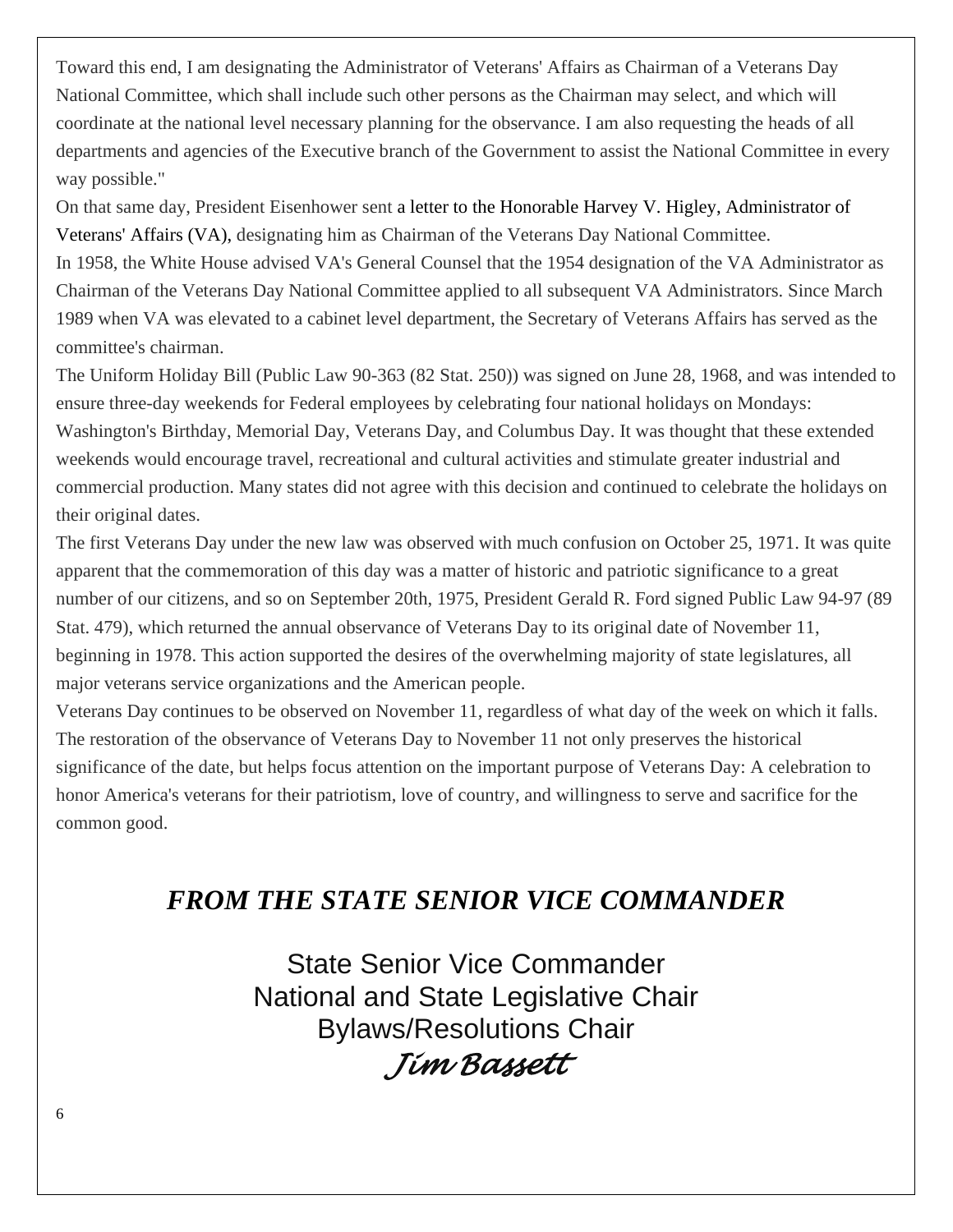Toward this end, I am designating the Administrator of Veterans' Affairs as Chairman of a Veterans Day National Committee, which shall include such other persons as the Chairman may select, and which will coordinate at the national level necessary planning for the observance. I am also requesting the heads of all departments and agencies of the Executive branch of the Government to assist the National Committee in every way possible."

On that same day, President Eisenhower sent a letter to the Honorable Harvey V. Higley, Administrator of Veterans' Affairs (VA), designating him as Chairman of the Veterans Day National Committee.

In 1958, the White House advised VA's General Counsel that the 1954 designation of the VA Administrator as Chairman of the Veterans Day National Committee applied to all subsequent VA Administrators. Since March 1989 when VA was elevated to a cabinet level department, the Secretary of Veterans Affairs has served as the committee's chairman.

The Uniform Holiday Bill (Public Law 90-363 (82 Stat. 250)) was signed on June 28, 1968, and was intended to ensure three-day weekends for Federal employees by celebrating four national holidays on Mondays: Washington's Birthday, Memorial Day, Veterans Day, and Columbus Day. It was thought that these extended weekends would encourage travel, recreational and cultural activities and stimulate greater industrial and commercial production. Many states did not agree with this decision and continued to celebrate the holidays on their original dates.

The first Veterans Day under the new law was observed with much confusion on October 25, 1971. It was quite apparent that the commemoration of this day was a matter of historic and patriotic significance to a great number of our citizens, and so on September 20th, 1975, President Gerald R. Ford signed Public Law 94-97 (89 Stat. 479), which returned the annual observance of Veterans Day to its original date of November 11, beginning in 1978. This action supported the desires of the overwhelming majority of state legislatures, all major veterans service organizations and the American people.

Veterans Day continues to be observed on November 11, regardless of what day of the week on which it falls. The restoration of the observance of Veterans Day to November 11 not only preserves the historical significance of the date, but helps focus attention on the important purpose of Veterans Day: A celebration to honor America's veterans for their patriotism, love of country, and willingness to serve and sacrifice for the common good.

## *FROM THE STATE SENIOR VICE COMMANDER*

State Senior Vice Commander
National and State Legislative Chair
Bylaws/Resolutions Chair
*Jim Bassett*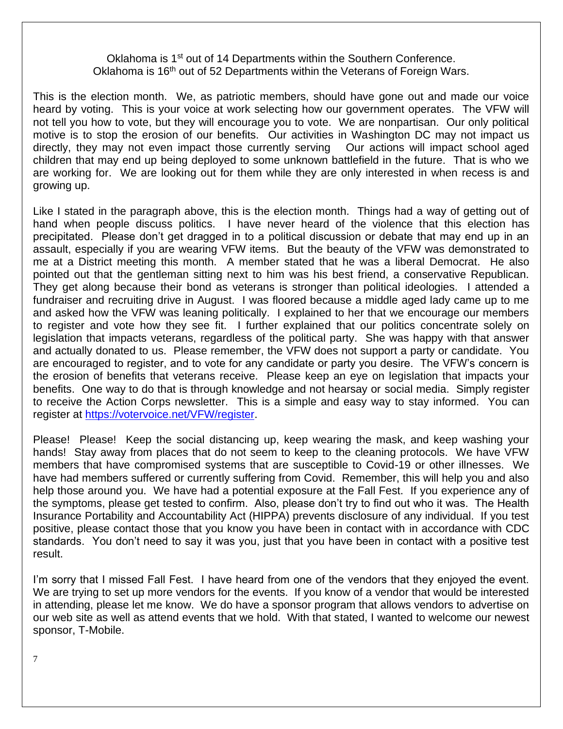Oklahoma is 1st out of 14 Departments within the Southern Conference.
Oklahoma is 16th out of 52 Departments within the Veterans of Foreign Wars.

This is the election month. We, as patriotic members, should have gone out and made our voice heard by voting. This is your voice at work selecting how our government operates. The VFW will not tell you how to vote, but they will encourage you to vote. We are nonpartisan. Our only political motive is to stop the erosion of our benefits. Our activities in Washington DC may not impact us directly, they may not even impact those currently serving Our actions will impact school aged children that may end up being deployed to some unknown battlefield in the future. That is who we are working for. We are looking out for them while they are only interested in when recess is and growing up.

Like I stated in the paragraph above, this is the election month. Things had a way of getting out of hand when people discuss politics. I have never heard of the violence that this election has precipitated. Please don't get dragged in to a political discussion or debate that may end up in an assault, especially if you are wearing VFW items. But the beauty of the VFW was demonstrated to me at a District meeting this month. A member stated that he was a liberal Democrat. He also pointed out that the gentleman sitting next to him was his best friend, a conservative Republican. They get along because their bond as veterans is stronger than political ideologies. I attended a fundraiser and recruiting drive in August. I was floored because a middle aged lady came up to me and asked how the VFW was leaning politically. I explained to her that we encourage our members to register and vote how they see fit. I further explained that our politics concentrate solely on legislation that impacts veterans, regardless of the political party. She was happy with that answer and actually donated to us. Please remember, the VFW does not support a party or candidate. You are encouraged to register, and to vote for any candidate or party you desire. The VFW's concern is the erosion of benefits that veterans receive. Please keep an eye on legislation that impacts your benefits. One way to do that is through knowledge and not hearsay or social media. Simply register to receive the Action Corps newsletter. This is a simple and easy way to stay informed. You can register at [https://votervoice.net/VFW/register](https://votervoice.net/VFW/register).

Please! Please! Keep the social distancing up, keep wearing the mask, and keep washing your hands! Stay away from places that do not seem to keep to the cleaning protocols. We have VFW members that have compromised systems that are susceptible to Covid-19 or other illnesses. We have had members suffered or currently suffering from Covid. Remember, this will help you and also help those around you. We have had a potential exposure at the Fall Fest. If you experience any of the symptoms, please get tested to confirm. Also, please don't try to find out who it was. The Health Insurance Portability and Accountability Act (HIPPA) prevents disclosure of any individual. If you test positive, please contact those that you know you have been in contact with in accordance with CDC standards. You don't need to say it was you, just that you have been in contact with a positive test result.

I'm sorry that I missed Fall Fest. I have heard from one of the vendors that they enjoyed the event. We are trying to set up more vendors for the events. If you know of a vendor that would be interested in attending, please let me know. We do have a sponsor program that allows vendors to advertise on our web site as well as attend events that we hold. With that stated, I wanted to welcome our newest sponsor, T-Mobile.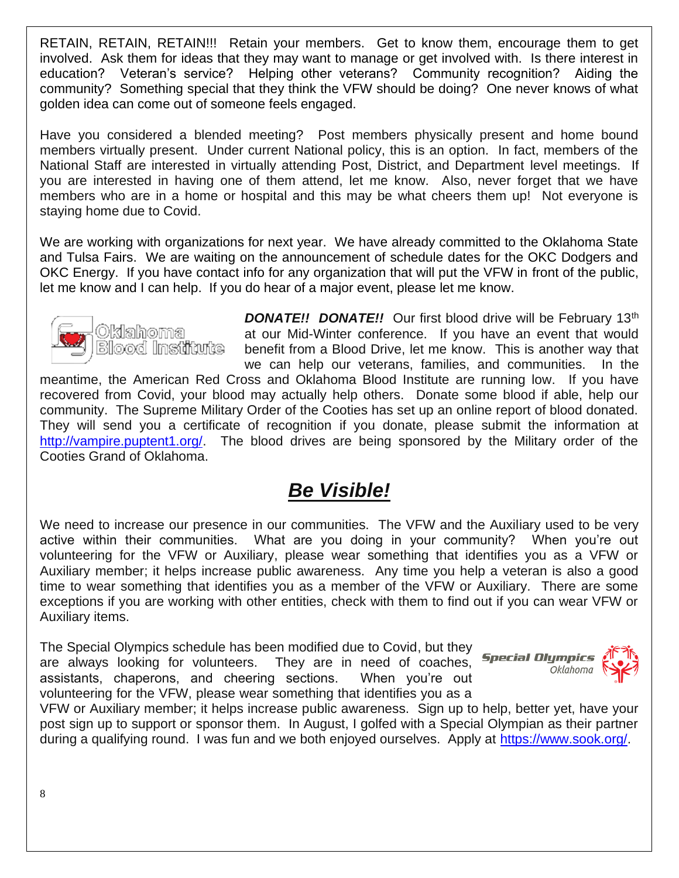RETAIN, RETAIN, RETAIN!!! Retain your members. Get to know them, encourage them to get involved. Ask them for ideas that they may want to manage or get involved with. Is there interest in education? Veteran's service? Helping other veterans? Community recognition? Aiding the community? Something special that they think the VFW should be doing? One never knows of what golden idea can come out of someone feels engaged.

Have you considered a blended meeting? Post members physically present and home bound members virtually present. Under current National policy, this is an option. In fact, members of the National Staff are interested in virtually attending Post, District, and Department level meetings. If you are interested in having one of them attend, let me know. Also, never forget that we have members who are in a home or hospital and this may be what cheers them up! Not everyone is staying home due to Covid.

We are working with organizations for next year. We have already committed to the Oklahoma State and Tulsa Fairs. We are waiting on the announcement of schedule dates for the OKC Dodgers and OKC Energy. If you have contact info for any organization that will put the VFW in front of the public, let me know and I can help. If you do hear of a major event, please let me know.

***DONATE!! DONATE!!*** Our first blood drive will be February 13th at our Mid-Winter conference. If you have an event that would benefit from a Blood Drive, let me know. This is another way that we can help our veterans, families, and communities. In the meantime, the American Red Cross and Oklahoma Blood Institute are running low. If you have recovered from Covid, your blood may actually help others. Donate some blood if able, help our community. The Supreme Military Order of the Cooties has set up an online report of blood donated. They will send you a certificate of recognition if you donate, please submit the information at http://vampire.puptent1.org/. The blood drives are being sponsored by the Military order of the Cooties Grand of Oklahoma.

## ***Be Visible!***

We need to increase our presence in our communities. The VFW and the Auxiliary used to be very active within their communities. What are you doing in your community? When you're out volunteering for the VFW or Auxiliary, please wear something that identifies you as a VFW or Auxiliary member; it helps increase public awareness. Any time you help a veteran is also a good time to wear something that identifies you as a member of the VFW or Auxiliary. There are some exceptions if you are working with other entities, check with them to find out if you can wear VFW or Auxiliary items.

The Special Olympics schedule has been modified due to Covid, but they are always looking for volunteers. They are in need of coaches, assistants, chaperons, and cheering sections. When you're out volunteering for the VFW, please wear something that identifies you as a VFW or Auxiliary member; it helps increase public awareness. Sign up to help, better yet, have your post sign up to support or sponsor them. In August, I golfed with a Special Olympian as their partner during a qualifying round. I was fun and we both enjoyed ourselves. Apply at https://www.sook.org/.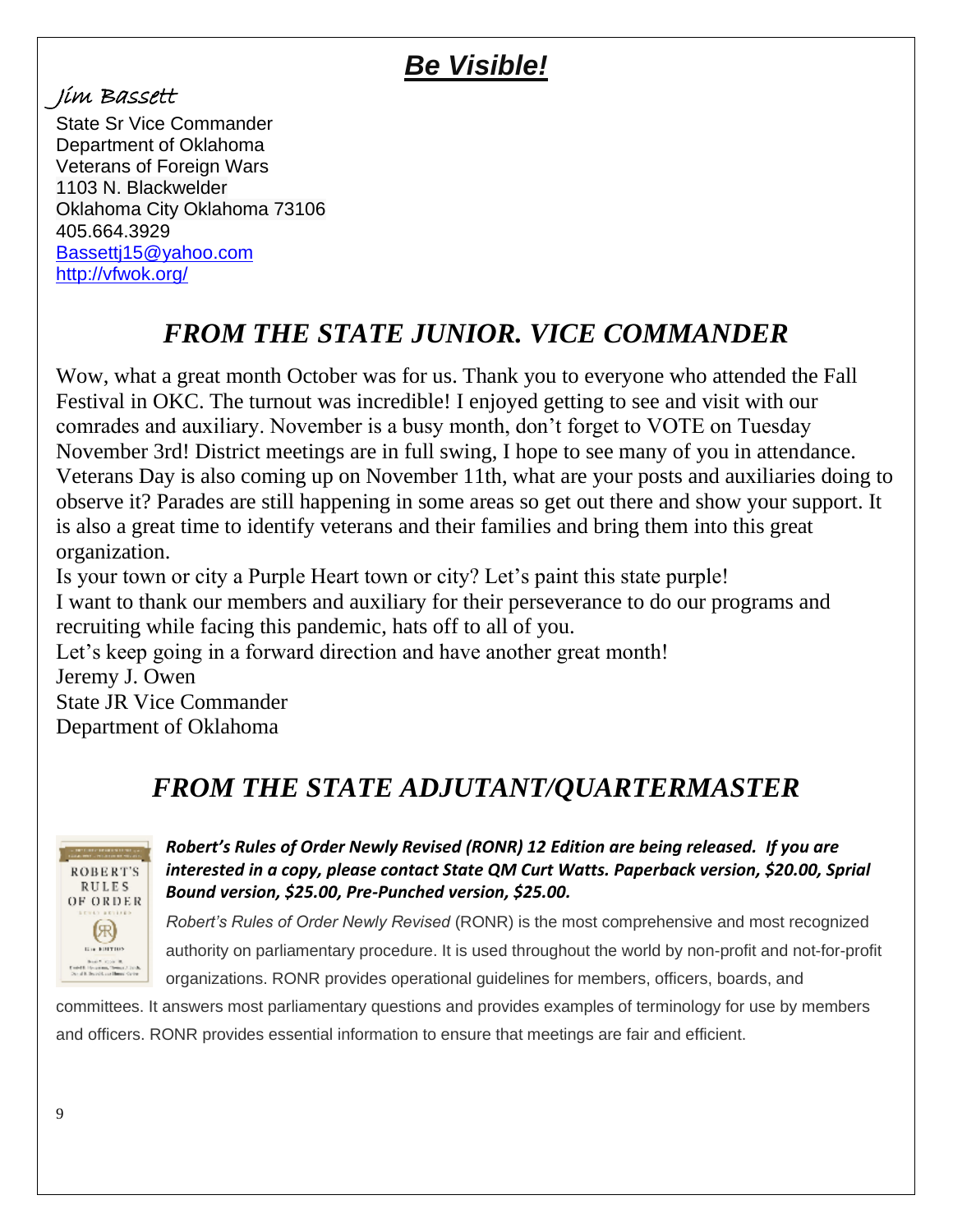## *Be Visible!*

Jim Bassett
State Sr Vice Commander
Department of Oklahoma
Veterans of Foreign Wars
1103 N. Blackwelder
Oklahoma City Oklahoma 73106
405.664.3929
Bassettj15@yahoo.com
http://vfwok.org/

## *FROM THE STATE JUNIOR. VICE COMMANDER*

Wow, what a great month October was for us. Thank you to everyone who attended the Fall Festival in OKC. The turnout was incredible! I enjoyed getting to see and visit with our comrades and auxiliary. November is a busy month, don't forget to VOTE on Tuesday November 3rd! District meetings are in full swing, I hope to see many of you in attendance. Veterans Day is also coming up on November 11th, what are your posts and auxiliaries doing to observe it? Parades are still happening in some areas so get out there and show your support. It is also a great time to identify veterans and their families and bring them into this great organization.

Is your town or city a Purple Heart town or city? Let's paint this state purple!

I want to thank our members and auxiliary for their perseverance to do our programs and recruiting while facing this pandemic, hats off to all of you.

Let's keep going in a forward direction and have another great month!

Jeremy J. Owen
State JR Vice Commander
Department of Oklahoma

## *FROM THE STATE ADJUTANT/QUARTERMASTER*

***Robert's Rules of Order Newly Revised (RONR) 12 Edition are being released. If you are interested in a copy, please contact State QM Curt Watts. Paperback version, $20.00, Sprial Bound version, $25.00, Pre-Punched version, $25.00.***

*Robert's Rules of Order Newly Revised* (RONR) is the most comprehensive and most recognized authority on parliamentary procedure. It is used throughout the world by non-profit and not-for-profit organizations. RONR provides operational guidelines for members, officers, boards, and committees. It answers most parliamentary questions and provides examples of terminology for use by members and officers. RONR provides essential information to ensure that meetings are fair and efficient.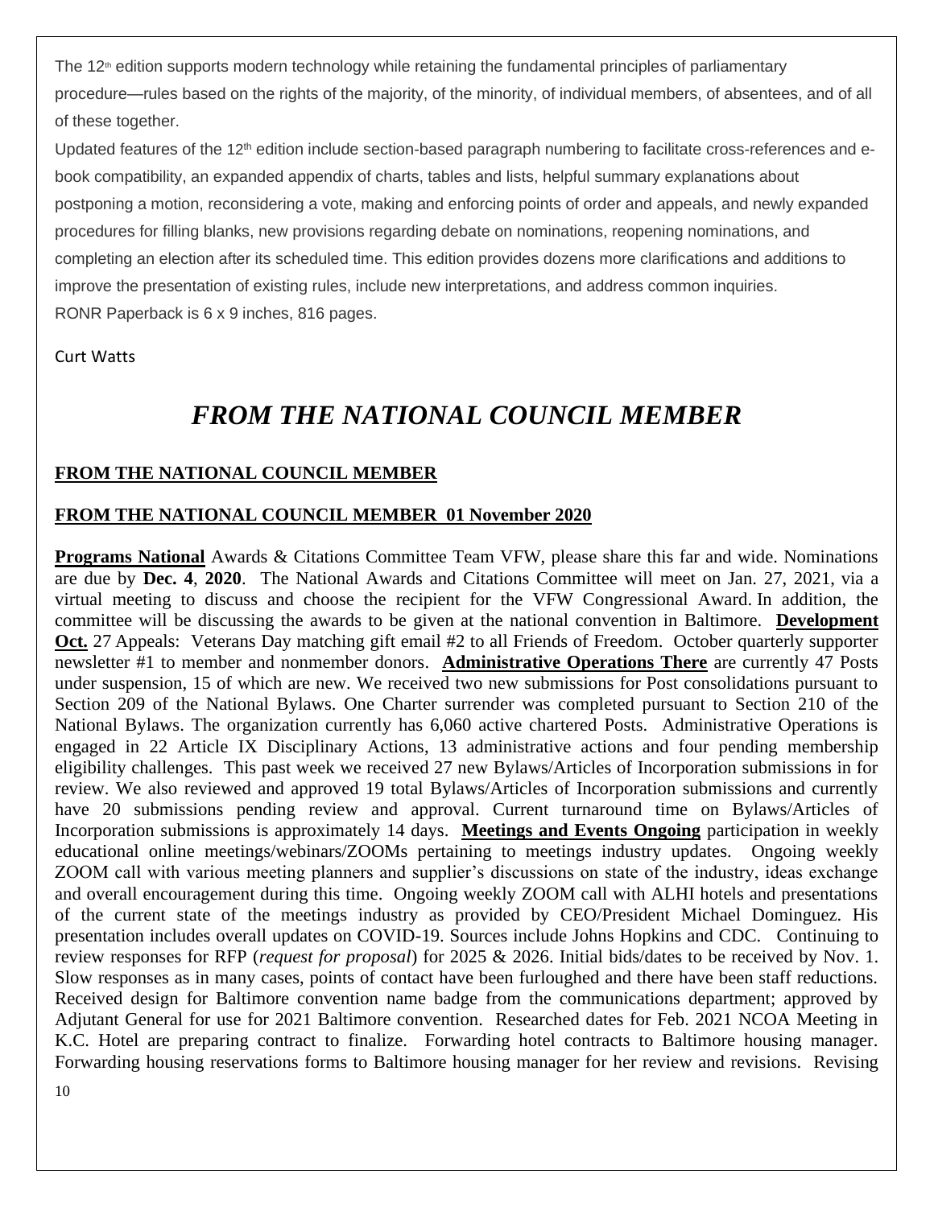The 12th edition supports modern technology while retaining the fundamental principles of parliamentary procedure—rules based on the rights of the majority, of the minority, of individual members, of absentees, and of all of these together.

Updated features of the 12th edition include section-based paragraph numbering to facilitate cross-references and e-book compatibility, an expanded appendix of charts, tables and lists, helpful summary explanations about postponing a motion, reconsidering a vote, making and enforcing points of order and appeals, and newly expanded procedures for filling blanks, new provisions regarding debate on nominations, reopening nominations, and completing an election after its scheduled time. This edition provides dozens more clarifications and additions to improve the presentation of existing rules, include new interpretations, and address common inquiries.

RONR Paperback is 6 x 9 inches, 816 pages.

Curt Watts

# *FROM THE NATIONAL COUNCIL MEMBER*

**FROM THE NATIONAL COUNCIL MEMBER**

**FROM THE NATIONAL COUNCIL MEMBER 01 November 2020**

**Programs National** Awards & Citations Committee Team VFW, please share this far and wide. Nominations are due by **Dec. 4**, **2020**. The National Awards and Citations Committee will meet on Jan. 27, 2021, via a virtual meeting to discuss and choose the recipient for the VFW Congressional Award. In addition, the committee will be discussing the awards to be given at the national convention in Baltimore. **Development Oct.** 27 Appeals: Veterans Day matching gift email #2 to all Friends of Freedom. October quarterly supporter newsletter #1 to member and nonmember donors. **Administrative Operations There** are currently 47 Posts under suspension, 15 of which are new. We received two new submissions for Post consolidations pursuant to Section 209 of the National Bylaws. One Charter surrender was completed pursuant to Section 210 of the National Bylaws. The organization currently has 6,060 active chartered Posts. Administrative Operations is engaged in 22 Article IX Disciplinary Actions, 13 administrative actions and four pending membership eligibility challenges. This past week we received 27 new Bylaws/Articles of Incorporation submissions in for review. We also reviewed and approved 19 total Bylaws/Articles of Incorporation submissions and currently have 20 submissions pending review and approval. Current turnaround time on Bylaws/Articles of Incorporation submissions is approximately 14 days. **Meetings and Events Ongoing** participation in weekly educational online meetings/webinars/ZOOMs pertaining to meetings industry updates. Ongoing weekly ZOOM call with various meeting planners and supplier's discussions on state of the industry, ideas exchange and overall encouragement during this time. Ongoing weekly ZOOM call with ALHI hotels and presentations of the current state of the meetings industry as provided by CEO/President Michael Dominguez. His presentation includes overall updates on COVID-19. Sources include Johns Hopkins and CDC. Continuing to review responses for RFP (*request for proposal*) for 2025 & 2026. Initial bids/dates to be received by Nov. 1. Slow responses as in many cases, points of contact have been furloughed and there have been staff reductions. Received design for Baltimore convention name badge from the communications department; approved by Adjutant General for use for 2021 Baltimore convention. Researched dates for Feb. 2021 NCOA Meeting in K.C. Hotel are preparing contract to finalize. Forwarding hotel contracts to Baltimore housing manager. Forwarding housing reservations forms to Baltimore housing manager for her review and revisions. Revising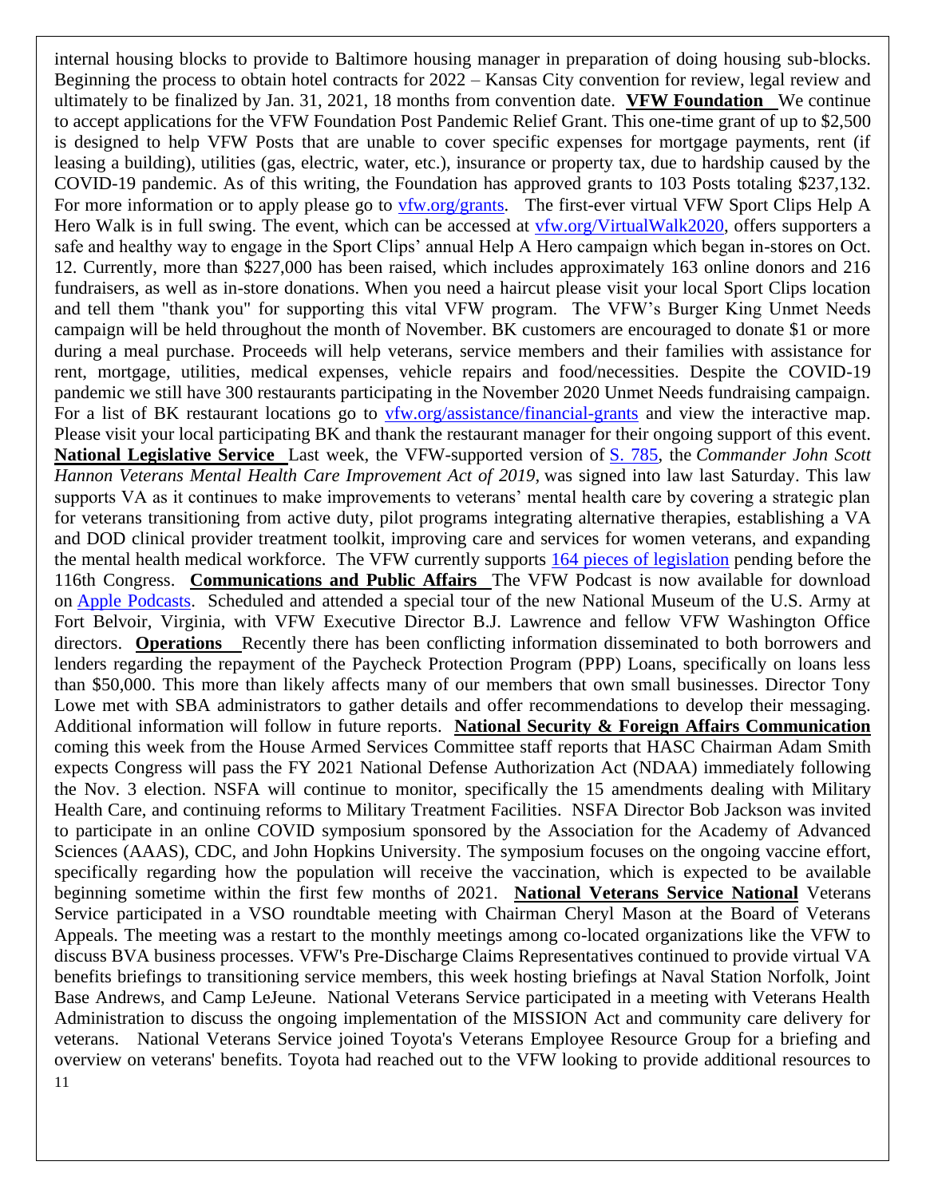internal housing blocks to provide to Baltimore housing manager in preparation of doing housing sub-blocks. Beginning the process to obtain hotel contracts for 2022 – Kansas City convention for review, legal review and ultimately to be finalized by Jan. 31, 2021, 18 months from convention date. **VFW Foundation** We continue to accept applications for the VFW Foundation Post Pandemic Relief Grant. This one-time grant of up to $2,500 is designed to help VFW Posts that are unable to cover specific expenses for mortgage payments, rent (if leasing a building), utilities (gas, electric, water, etc.), insurance or property tax, due to hardship caused by the COVID-19 pandemic. As of this writing, the Foundation has approved grants to 103 Posts totaling $237,132. For more information or to apply please go to vfw.org/grants. The first-ever virtual VFW Sport Clips Help A Hero Walk is in full swing. The event, which can be accessed at vfw.org/VirtualWalk2020, offers supporters a safe and healthy way to engage in the Sport Clips' annual Help A Hero campaign which began in-stores on Oct. 12. Currently, more than $227,000 has been raised, which includes approximately 163 online donors and 216 fundraisers, as well as in-store donations. When you need a haircut please visit your local Sport Clips location and tell them "thank you" for supporting this vital VFW program. The VFW's Burger King Unmet Needs campaign will be held throughout the month of November. BK customers are encouraged to donate $1 or more during a meal purchase. Proceeds will help veterans, service members and their families with assistance for rent, mortgage, utilities, medical expenses, vehicle repairs and food/necessities. Despite the COVID-19 pandemic we still have 300 restaurants participating in the November 2020 Unmet Needs fundraising campaign. For a list of BK restaurant locations go to vfw.org/assistance/financial-grants and view the interactive map. Please visit your local participating BK and thank the restaurant manager for their ongoing support of this event. **National Legislative Service** Last week, the VFW-supported version of S. 785, the *Commander John Scott Hannon Veterans Mental Health Care Improvement Act of 2019*, was signed into law last Saturday. This law supports VA as it continues to make improvements to veterans' mental health care by covering a strategic plan for veterans transitioning from active duty, pilot programs integrating alternative therapies, establishing a VA and DOD clinical provider treatment toolkit, improving care and services for women veterans, and expanding the mental health medical workforce. The VFW currently supports 164 pieces of legislation pending before the 116th Congress. **Communications and Public Affairs** The VFW Podcast is now available for download on Apple Podcasts. Scheduled and attended a special tour of the new National Museum of the U.S. Army at Fort Belvoir, Virginia, with VFW Executive Director B.J. Lawrence and fellow VFW Washington Office directors. **Operations** Recently there has been conflicting information disseminated to both borrowers and lenders regarding the repayment of the Paycheck Protection Program (PPP) Loans, specifically on loans less than $50,000. This more than likely affects many of our members that own small businesses. Director Tony Lowe met with SBA administrators to gather details and offer recommendations to develop their messaging. Additional information will follow in future reports. **National Security & Foreign Affairs Communication** coming this week from the House Armed Services Committee staff reports that HASC Chairman Adam Smith expects Congress will pass the FY 2021 National Defense Authorization Act (NDAA) immediately following the Nov. 3 election. NSFA will continue to monitor, specifically the 15 amendments dealing with Military Health Care, and continuing reforms to Military Treatment Facilities. NSFA Director Bob Jackson was invited to participate in an online COVID symposium sponsored by the Association for the Academy of Advanced Sciences (AAAS), CDC, and John Hopkins University. The symposium focuses on the ongoing vaccine effort, specifically regarding how the population will receive the vaccination, which is expected to be available beginning sometime within the first few months of 2021. **National Veterans Service National** Veterans Service participated in a VSO roundtable meeting with Chairman Cheryl Mason at the Board of Veterans Appeals. The meeting was a restart to the monthly meetings among co-located organizations like the VFW to discuss BVA business processes. VFW's Pre-Discharge Claims Representatives continued to provide virtual VA benefits briefings to transitioning service members, this week hosting briefings at Naval Station Norfolk, Joint Base Andrews, and Camp LeJeune. National Veterans Service participated in a meeting with Veterans Health Administration to discuss the ongoing implementation of the MISSION Act and community care delivery for veterans. National Veterans Service joined Toyota's Veterans Employee Resource Group for a briefing and overview on veterans' benefits. Toyota had reached out to the VFW looking to provide additional resources to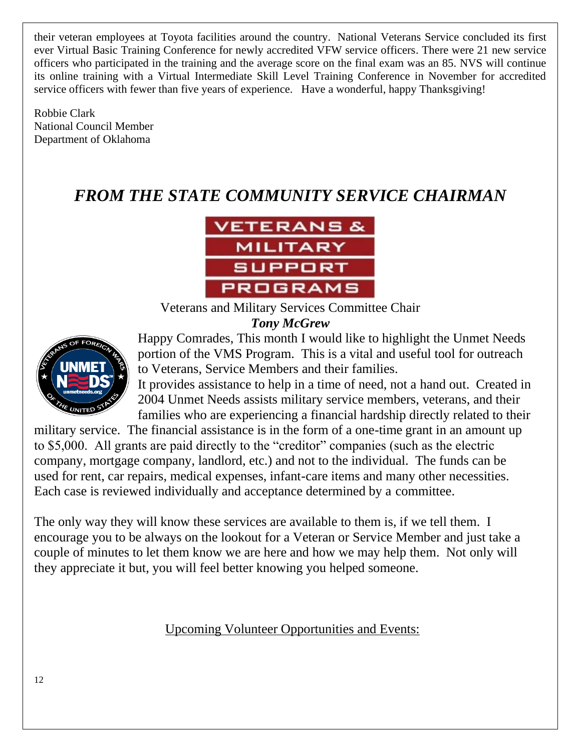their veteran employees at Toyota facilities around the country. National Veterans Service concluded its first ever Virtual Basic Training Conference for newly accredited VFW service officers. There were 21 new service officers who participated in the training and the average score on the final exam was an 85. NVS will continue its online training with a Virtual Intermediate Skill Level Training Conference in November for accredited service officers with fewer than five years of experience. Have a wonderful, happy Thanksgiving!

Robbie Clark
National Council Member
Department of Oklahoma

# *FROM THE STATE COMMUNITY SERVICE CHAIRMAN*

VETERANS & MILITARY SUPPORT PROGRAMS

Veterans and Military Services Committee Chair
***Tony McGrew***

Happy Comrades, This month I would like to highlight the Unmet Needs portion of the VMS Program. This is a vital and useful tool for outreach to Veterans, Service Members and their families.

It provides assistance to help in a time of need, not a hand out. Created in 2004 Unmet Needs assists military service members, veterans, and their families who are experiencing a financial hardship directly related to their military service. The financial assistance is in the form of a one-time grant in an amount up to $5,000. All grants are paid directly to the "creditor" companies (such as the electric company, mortgage company, landlord, etc.) and not to the individual. The funds can be used for rent, car repairs, medical expenses, infant-care items and many other necessities. Each case is reviewed individually and acceptance determined by a committee.

The only way they will know these services are available to them is, if we tell them. I encourage you to be always on the lookout for a Veteran or Service Member and just take a couple of minutes to let them know we are here and how we may help them. Not only will they appreciate it but, you will feel better knowing you helped someone.

Upcoming Volunteer Opportunities and Events: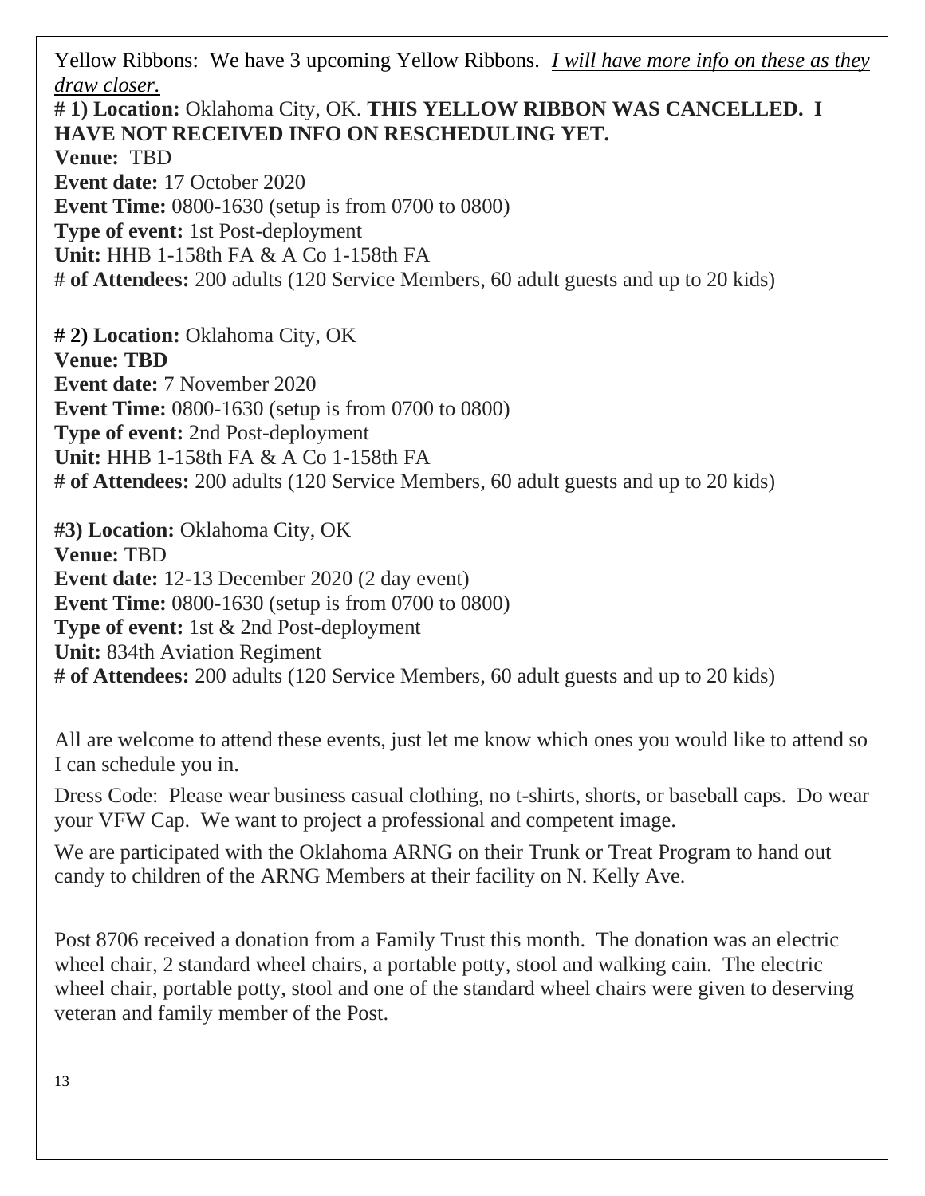Yellow Ribbons: We have 3 upcoming Yellow Ribbons. *I will have more info on these as they draw closer.*

**# 1) Location:** Oklahoma City, OK. **THIS YELLOW RIBBON WAS CANCELLED. I HAVE NOT RECEIVED INFO ON RESCHEDULING YET.**
**Venue:** TBD
**Event date:** 17 October 2020
**Event Time:** 0800-1630 (setup is from 0700 to 0800)
**Type of event:** 1st Post-deployment
**Unit:** HHB 1-158th FA & A Co 1-158th FA
**# of Attendees:** 200 adults (120 Service Members, 60 adult guests and up to 20 kids)

**# 2) Location:** Oklahoma City, OK
**Venue: TBD**
**Event date:** 7 November 2020
**Event Time:** 0800-1630 (setup is from 0700 to 0800)
**Type of event:** 2nd Post-deployment
**Unit:** HHB 1-158th FA & A Co 1-158th FA
**# of Attendees:** 200 adults (120 Service Members, 60 adult guests and up to 20 kids)

**#3) Location:** Oklahoma City, OK
**Venue:** TBD
**Event date:** 12-13 December 2020 (2 day event)
**Event Time:** 0800-1630 (setup is from 0700 to 0800)
**Type of event:** 1st & 2nd Post-deployment
**Unit:** 834th Aviation Regiment
**# of Attendees:** 200 adults (120 Service Members, 60 adult guests and up to 20 kids)

All are welcome to attend these events, just let me know which ones you would like to attend so I can schedule you in.

Dress Code: Please wear business casual clothing, no t-shirts, shorts, or baseball caps. Do wear your VFW Cap. We want to project a professional and competent image.

We are participated with the Oklahoma ARNG on their Trunk or Treat Program to hand out candy to children of the ARNG Members at their facility on N. Kelly Ave.

Post 8706 received a donation from a Family Trust this month. The donation was an electric wheel chair, 2 standard wheel chairs, a portable potty, stool and walking cain. The electric wheel chair, portable potty, stool and one of the standard wheel chairs were given to deserving veteran and family member of the Post.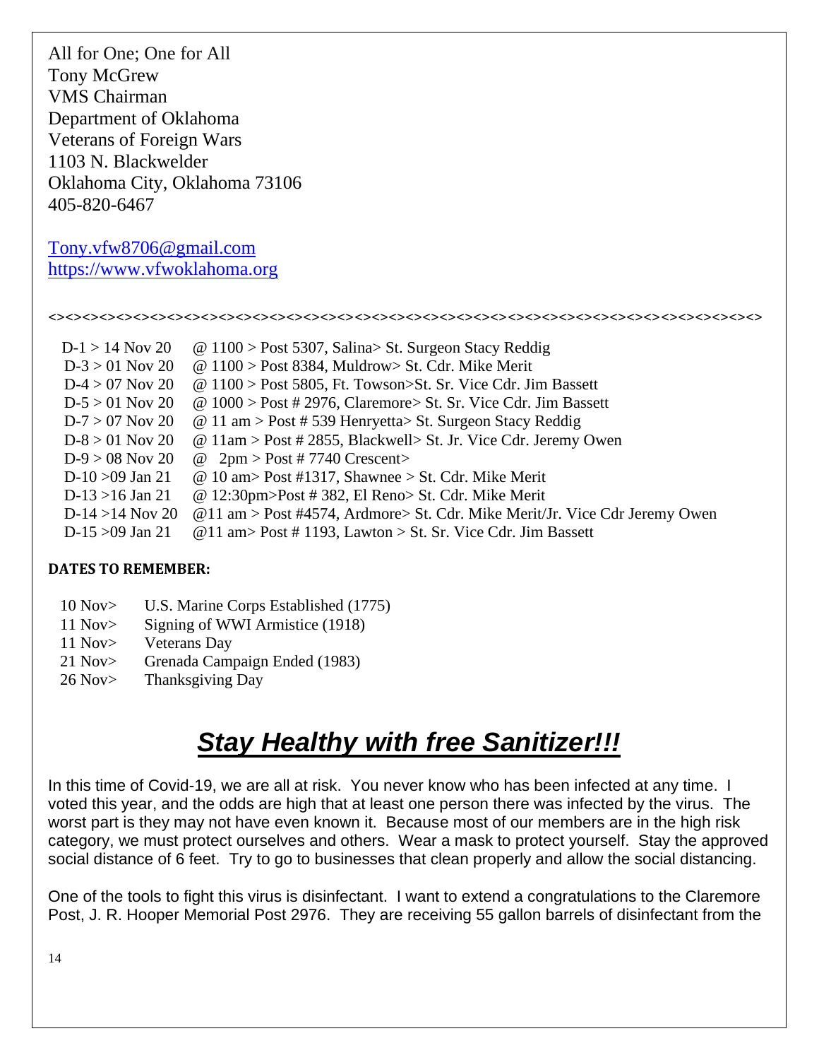All for One; One for All
Tony McGrew
VMS Chairman
Department of Oklahoma
Veterans of Foreign Wars
1103 N. Blackwelder
Oklahoma City, Oklahoma 73106
405-820-6467

Tony.vfw8706@gmail.com
https://www.vfwoklahoma.org

<><><><><><><><><><><><><><><><><><><><><><><><><><><><><><><><><><><><><><><><>

D-1 > 14 Nov 20 @ 1100 > Post 5307, Salina> St. Surgeon Stacy Reddig
D-3 > 01 Nov 20 @ 1100 > Post 8384, Muldrow> St. Cdr. Mike Merit
D-4 > 07 Nov 20 @ 1100 > Post 5805, Ft. Towson>St. Sr. Vice Cdr. Jim Bassett
D-5 > 01 Nov 20 @ 1000 > Post # 2976, Claremore> St. Sr. Vice Cdr. Jim Bassett
D-7 > 07 Nov 20 @ 11 am > Post # 539 Henryetta> St. Surgeon Stacy Reddig
D-8 > 01 Nov 20 @ 11am > Post # 2855, Blackwell> St. Jr. Vice Cdr. Jeremy Owen
D-9 > 08 Nov 20 @ 2pm > Post # 7740 Crescent>
D-10 >09 Jan 21 @ 10 am> Post #1317, Shawnee > St. Cdr. Mike Merit
D-13 >16 Jan 21 @ 12:30pm>Post # 382, El Reno> St. Cdr. Mike Merit
D-14 >14 Nov 20 @11 am > Post #4574, Ardmore> St. Cdr. Mike Merit/Jr. Vice Cdr Jeremy Owen
D-15 >09 Jan 21 @11 am> Post # 1193, Lawton > St. Sr. Vice Cdr. Jim Bassett

**DATES TO REMEMBER:**

10 Nov> U.S. Marine Corps Established (1775)
11 Nov> Signing of WWI Armistice (1918)
11 Nov> Veterans Day
21 Nov> Grenada Campaign Ended (1983)
26 Nov> Thanksgiving Day

# ***Stay Healthy with free Sanitizer!!!***

In this time of Covid-19, we are all at risk. You never know who has been infected at any time. I voted this year, and the odds are high that at least one person there was infected by the virus. The worst part is they may not have even known it. Because most of our members are in the high risk category, we must protect ourselves and others. Wear a mask to protect yourself. Stay the approved social distance of 6 feet. Try to go to businesses that clean properly and allow the social distancing.

One of the tools to fight this virus is disinfectant. I want to extend a congratulations to the Claremore Post, J. R. Hooper Memorial Post 2976. They are receiving 55 gallon barrels of disinfectant from the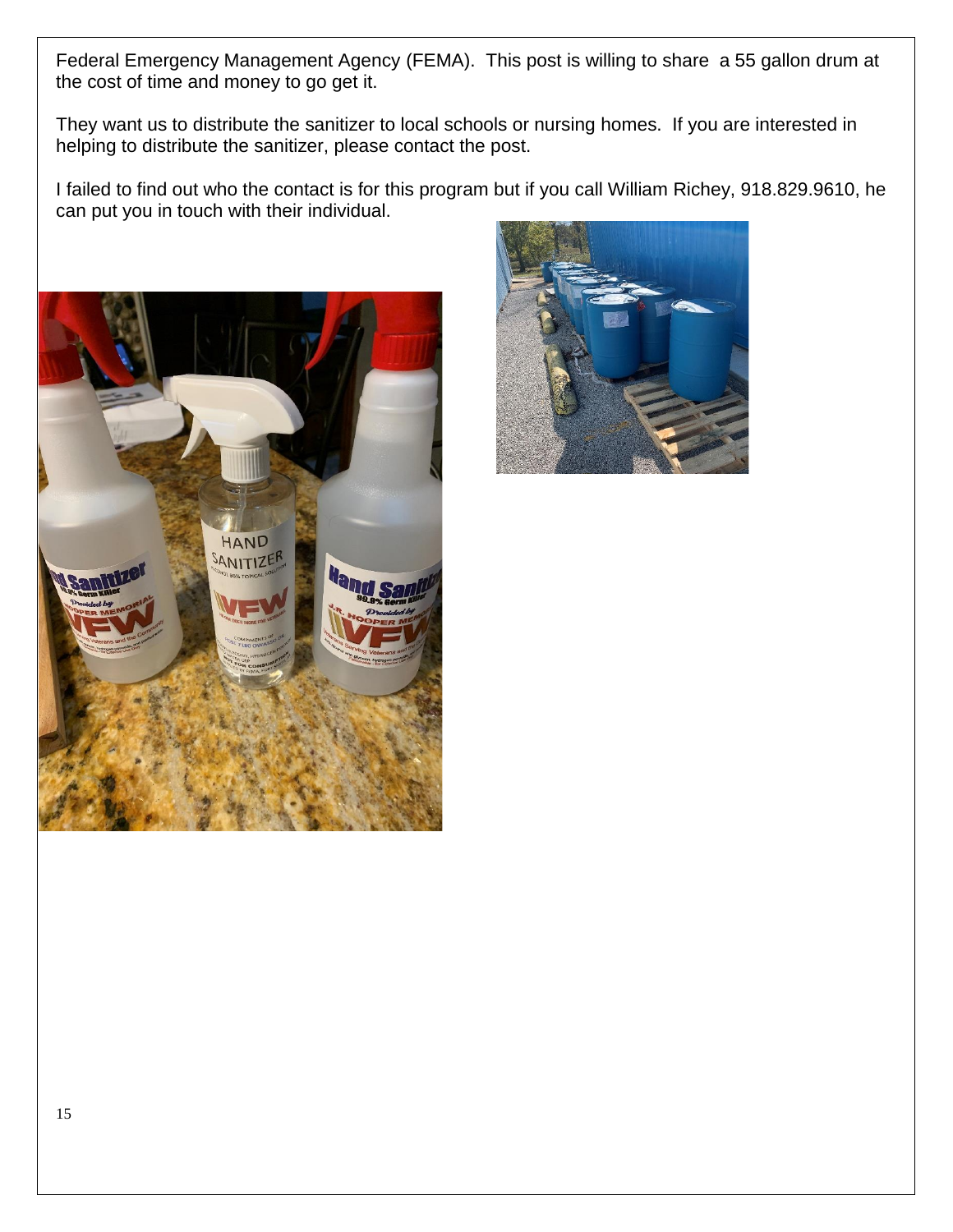Federal Emergency Management Agency (FEMA). This post is willing to share a 55 gallon drum at the cost of time and money to go get it.

They want us to distribute the sanitizer to local schools or nursing homes. If you are interested in helping to distribute the sanitizer, please contact the post.

I failed to find out who the contact is for this program but if you call William Richey, 918.829.9610, he can put you in touch with their individual.